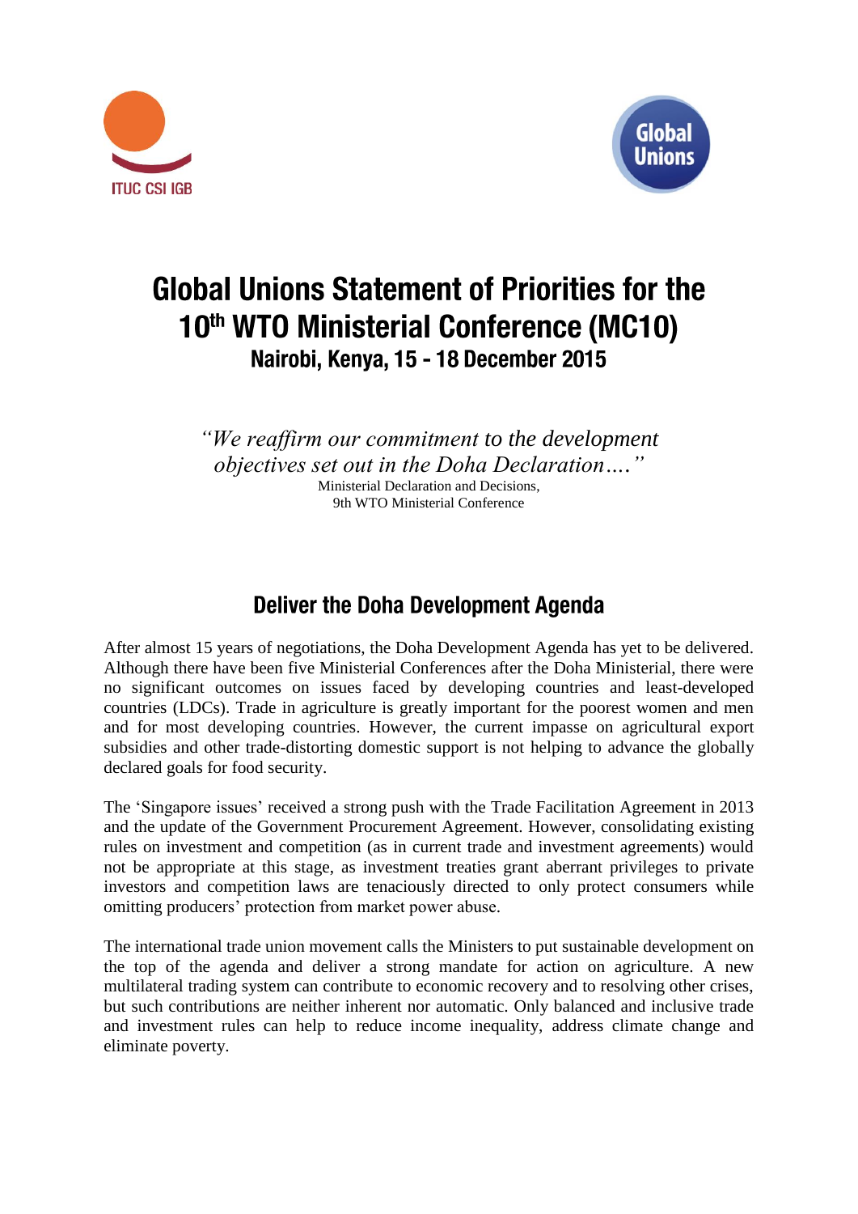ITUC CSI IGB

Global Unions

# Global Unions Statement of Priorities for the 10th WTO Ministerial Conference (MC10)

## Nairobi, Kenya, 15 - 18 December 2015

*"We reaffirm our commitment to the development objectives set out in the Doha Declaration…."*
Ministerial Declaration and Decisions,
9th WTO Ministerial Conference

## Deliver the Doha Development Agenda

After almost 15 years of negotiations, the Doha Development Agenda has yet to be delivered. Although there have been five Ministerial Conferences after the Doha Ministerial, there were no significant outcomes on issues faced by developing countries and least-developed countries (LDCs). Trade in agriculture is greatly important for the poorest women and men and for most developing countries. However, the current impasse on agricultural export subsidies and other trade-distorting domestic support is not helping to advance the globally declared goals for food security.

The 'Singapore issues' received a strong push with the Trade Facilitation Agreement in 2013 and the update of the Government Procurement Agreement. However, consolidating existing rules on investment and competition (as in current trade and investment agreements) would not be appropriate at this stage, as investment treaties grant aberrant privileges to private investors and competition laws are tenaciously directed to only protect consumers while omitting producers' protection from market power abuse.

The international trade union movement calls the Ministers to put sustainable development on the top of the agenda and deliver a strong mandate for action on agriculture. A new multilateral trading system can contribute to economic recovery and to resolving other crises, but such contributions are neither inherent nor automatic. Only balanced and inclusive trade and investment rules can help to reduce income inequality, address climate change and eliminate poverty.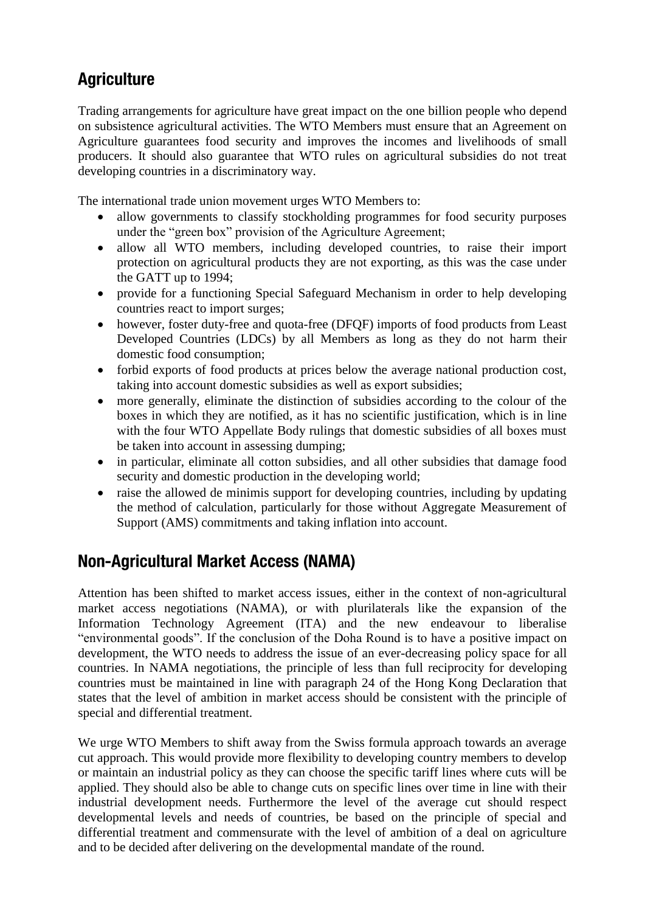## Agriculture

Trading arrangements for agriculture have great impact on the one billion people who depend on subsistence agricultural activities. The WTO Members must ensure that an Agreement on Agriculture guarantees food security and improves the incomes and livelihoods of small producers. It should also guarantee that WTO rules on agricultural subsidies do not treat developing countries in a discriminatory way.

The international trade union movement urges WTO Members to:

- allow governments to classify stockholding programmes for food security purposes under the "green box" provision of the Agriculture Agreement;
- allow all WTO members, including developed countries, to raise their import protection on agricultural products they are not exporting, as this was the case under the GATT up to 1994;
- provide for a functioning Special Safeguard Mechanism in order to help developing countries react to import surges;
- however, foster duty-free and quota-free (DFQF) imports of food products from Least Developed Countries (LDCs) by all Members as long as they do not harm their domestic food consumption;
- forbid exports of food products at prices below the average national production cost, taking into account domestic subsidies as well as export subsidies;
- more generally, eliminate the distinction of subsidies according to the colour of the boxes in which they are notified, as it has no scientific justification, which is in line with the four WTO Appellate Body rulings that domestic subsidies of all boxes must be taken into account in assessing dumping;
- in particular, eliminate all cotton subsidies, and all other subsidies that damage food security and domestic production in the developing world;
- raise the allowed de minimis support for developing countries, including by updating the method of calculation, particularly for those without Aggregate Measurement of Support (AMS) commitments and taking inflation into account.

## Non-Agricultural Market Access (NAMA)

Attention has been shifted to market access issues, either in the context of non-agricultural market access negotiations (NAMA), or with plurilaterals like the expansion of the Information Technology Agreement (ITA) and the new endeavour to liberalise "environmental goods". If the conclusion of the Doha Round is to have a positive impact on development, the WTO needs to address the issue of an ever-decreasing policy space for all countries. In NAMA negotiations, the principle of less than full reciprocity for developing countries must be maintained in line with paragraph 24 of the Hong Kong Declaration that states that the level of ambition in market access should be consistent with the principle of special and differential treatment.

We urge WTO Members to shift away from the Swiss formula approach towards an average cut approach. This would provide more flexibility to developing country members to develop or maintain an industrial policy as they can choose the specific tariff lines where cuts will be applied. They should also be able to change cuts on specific lines over time in line with their industrial development needs. Furthermore the level of the average cut should respect developmental levels and needs of countries, be based on the principle of special and differential treatment and commensurate with the level of ambition of a deal on agriculture and to be decided after delivering on the developmental mandate of the round.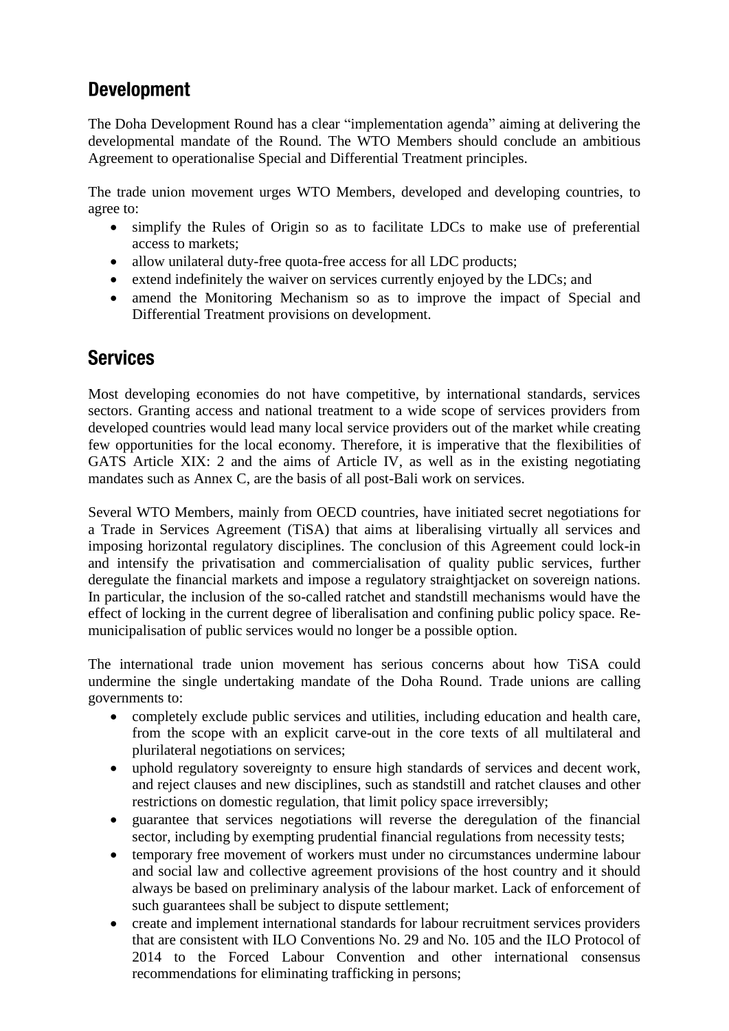## Development

The Doha Development Round has a clear "implementation agenda" aiming at delivering the developmental mandate of the Round. The WTO Members should conclude an ambitious Agreement to operationalise Special and Differential Treatment principles.

The trade union movement urges WTO Members, developed and developing countries, to agree to:

- simplify the Rules of Origin so as to facilitate LDCs to make use of preferential access to markets;
- allow unilateral duty-free quota-free access for all LDC products;
- extend indefinitely the waiver on services currently enjoyed by the LDCs; and
- amend the Monitoring Mechanism so as to improve the impact of Special and Differential Treatment provisions on development.

## Services

Most developing economies do not have competitive, by international standards, services sectors. Granting access and national treatment to a wide scope of services providers from developed countries would lead many local service providers out of the market while creating few opportunities for the local economy. Therefore, it is imperative that the flexibilities of GATS Article XIX: 2 and the aims of Article IV, as well as in the existing negotiating mandates such as Annex C, are the basis of all post-Bali work on services.

Several WTO Members, mainly from OECD countries, have initiated secret negotiations for a Trade in Services Agreement (TiSA) that aims at liberalising virtually all services and imposing horizontal regulatory disciplines. The conclusion of this Agreement could lock-in and intensify the privatisation and commercialisation of quality public services, further deregulate the financial markets and impose a regulatory straightjacket on sovereign nations. In particular, the inclusion of the so-called ratchet and standstill mechanisms would have the effect of locking in the current degree of liberalisation and confining public policy space. Re-municipalisation of public services would no longer be a possible option.

The international trade union movement has serious concerns about how TiSA could undermine the single undertaking mandate of the Doha Round. Trade unions are calling governments to:

- completely exclude public services and utilities, including education and health care, from the scope with an explicit carve-out in the core texts of all multilateral and plurilateral negotiations on services;
- uphold regulatory sovereignty to ensure high standards of services and decent work, and reject clauses and new disciplines, such as standstill and ratchet clauses and other restrictions on domestic regulation, that limit policy space irreversibly;
- guarantee that services negotiations will reverse the deregulation of the financial sector, including by exempting prudential financial regulations from necessity tests;
- temporary free movement of workers must under no circumstances undermine labour and social law and collective agreement provisions of the host country and it should always be based on preliminary analysis of the labour market. Lack of enforcement of such guarantees shall be subject to dispute settlement;
- create and implement international standards for labour recruitment services providers that are consistent with ILO Conventions No. 29 and No. 105 and the ILO Protocol of 2014 to the Forced Labour Convention and other international consensus recommendations for eliminating trafficking in persons;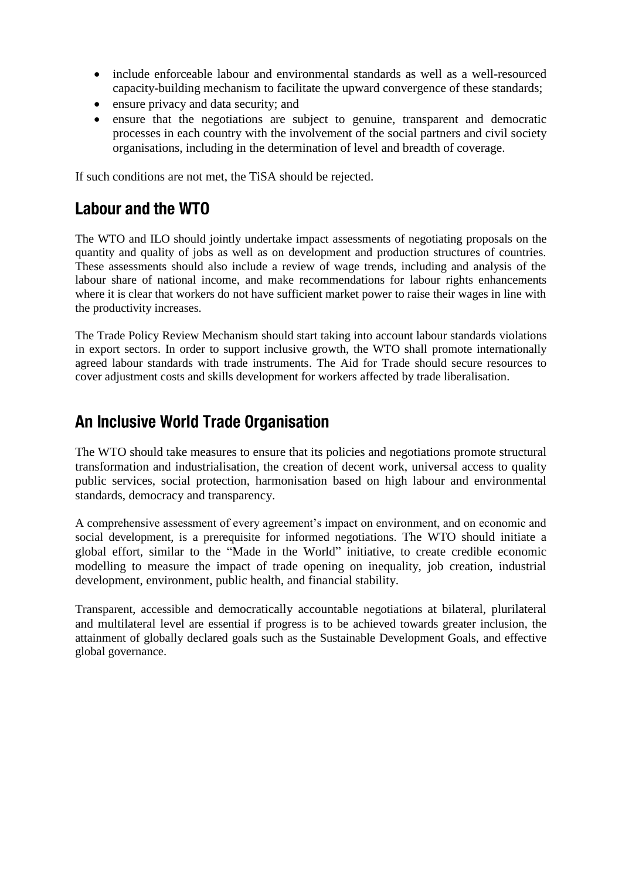- include enforceable labour and environmental standards as well as a well-resourced capacity-building mechanism to facilitate the upward convergence of these standards;
- ensure privacy and data security; and
- ensure that the negotiations are subject to genuine, transparent and democratic processes in each country with the involvement of the social partners and civil society organisations, including in the determination of level and breadth of coverage.

If such conditions are not met, the TiSA should be rejected.

## Labour and the WTO

The WTO and ILO should jointly undertake impact assessments of negotiating proposals on the quantity and quality of jobs as well as on development and production structures of countries. These assessments should also include a review of wage trends, including and analysis of the labour share of national income, and make recommendations for labour rights enhancements where it is clear that workers do not have sufficient market power to raise their wages in line with the productivity increases.

The Trade Policy Review Mechanism should start taking into account labour standards violations in export sectors. In order to support inclusive growth, the WTO shall promote internationally agreed labour standards with trade instruments. The Aid for Trade should secure resources to cover adjustment costs and skills development for workers affected by trade liberalisation.

## An Inclusive World Trade Organisation

The WTO should take measures to ensure that its policies and negotiations promote structural transformation and industrialisation, the creation of decent work, universal access to quality public services, social protection, harmonisation based on high labour and environmental standards, democracy and transparency.

A comprehensive assessment of every agreement's impact on environment, and on economic and social development, is a prerequisite for informed negotiations. The WTO should initiate a global effort, similar to the "Made in the World" initiative, to create credible economic modelling to measure the impact of trade opening on inequality, job creation, industrial development, environment, public health, and financial stability.

Transparent, accessible and democratically accountable negotiations at bilateral, plurilateral and multilateral level are essential if progress is to be achieved towards greater inclusion, the attainment of globally declared goals such as the Sustainable Development Goals, and effective global governance.